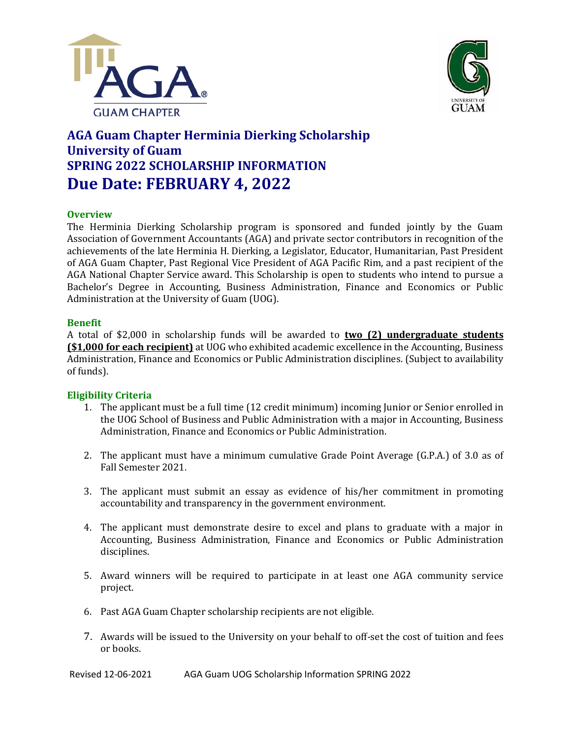# AGA Guam Chapter Herminia Dierking Scholarship
# University of Guam
# SPRING 2022 SCHOLARSHIP INFORMATION
# Due Date: FEBRUARY 4, 2022

## Overview

The Herminia Dierking Scholarship program is sponsored and funded jointly by the Guam Association of Government Accountants (AGA) and private sector contributors in recognition of the achievements of the late Herminia H. Dierking, a Legislator, Educator, Humanitarian, Past President of AGA Guam Chapter, Past Regional Vice President of AGA Pacific Rim, and a past recipient of the AGA National Chapter Service award. This Scholarship is open to students who intend to pursue a Bachelor's Degree in Accounting, Business Administration, Finance and Economics or Public Administration at the University of Guam (UOG).

## Benefit

A total of $2,000 in scholarship funds will be awarded to **two (2) undergraduate students ($1,000 for each recipient)** at UOG who exhibited academic excellence in the Accounting, Business Administration, Finance and Economics or Public Administration disciplines. (Subject to availability of funds).

## Eligibility Criteria

1. The applicant must be a full time (12 credit minimum) incoming Junior or Senior enrolled in the UOG School of Business and Public Administration with a major in Accounting, Business Administration, Finance and Economics or Public Administration.

2. The applicant must have a minimum cumulative Grade Point Average (G.P.A.) of 3.0 as of Fall Semester 2021.

3. The applicant must submit an essay as evidence of his/her commitment in promoting accountability and transparency in the government environment.

4. The applicant must demonstrate desire to excel and plans to graduate with a major in Accounting, Business Administration, Finance and Economics or Public Administration disciplines.

5. Award winners will be required to participate in at least one AGA community service project.

6. Past AGA Guam Chapter scholarship recipients are not eligible.

7. Awards will be issued to the University on your behalf to off-set the cost of tuition and fees or books.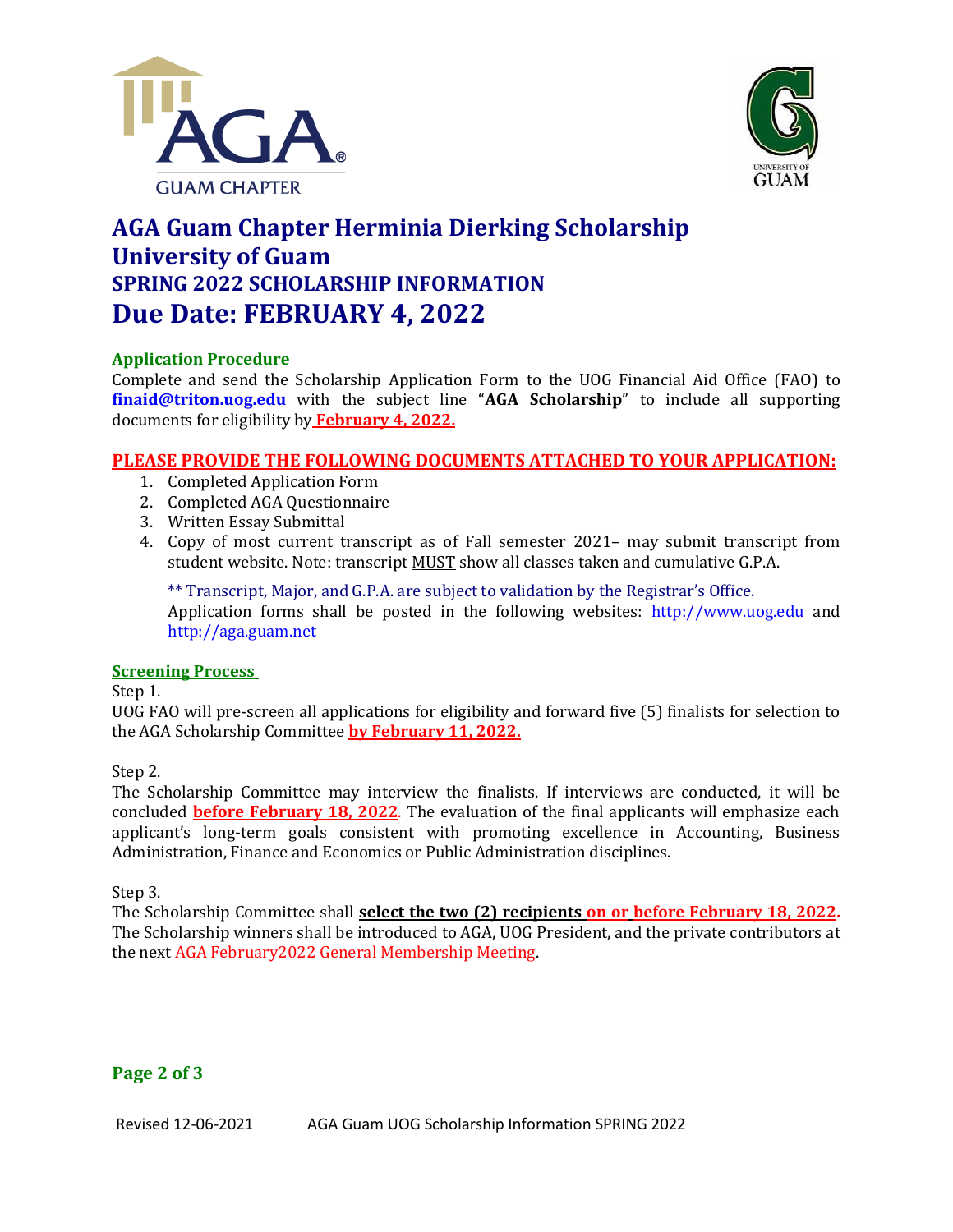# AGA Guam Chapter Herminia Dierking Scholarship
# University of Guam
## SPRING 2022 SCHOLARSHIP INFORMATION
# Due Date: FEBRUARY 4, 2022

### Application Procedure

Complete and send the Scholarship Application Form to the UOG Financial Aid Office (FAO) to **finaid@triton.uog.edu** with the subject line "**AGA Scholarship**" to include all supporting documents for eligibility by **February 4, 2022.**

**PLEASE PROVIDE THE FOLLOWING DOCUMENTS ATTACHED TO YOUR APPLICATION:**

1. Completed Application Form
2. Completed AGA Questionnaire
3. Written Essay Submittal
4. Copy of most current transcript as of Fall semester 2021– may submit transcript from student website. Note: transcript MUST show all classes taken and cumulative G.P.A.

** Transcript, Major, and G.P.A. are subject to validation by the Registrar's Office.
Application forms shall be posted in the following websites: http://www.uog.edu and http://aga.guam.net

### Screening Process

Step 1.
UOG FAO will pre-screen all applications for eligibility and forward five (5) finalists for selection to the AGA Scholarship Committee **by February 11, 2022.**

Step 2.
The Scholarship Committee may interview the finalists. If interviews are conducted, it will be concluded **before February 18, 2022**. The evaluation of the final applicants will emphasize each applicant's long-term goals consistent with promoting excellence in Accounting, Business Administration, Finance and Economics or Public Administration disciplines.

Step 3.
The Scholarship Committee shall **select the two (2) recipients on or before February 18, 2022**. The Scholarship winners shall be introduced to AGA, UOG President, and the private contributors at the next AGA February2022 General Membership Meeting.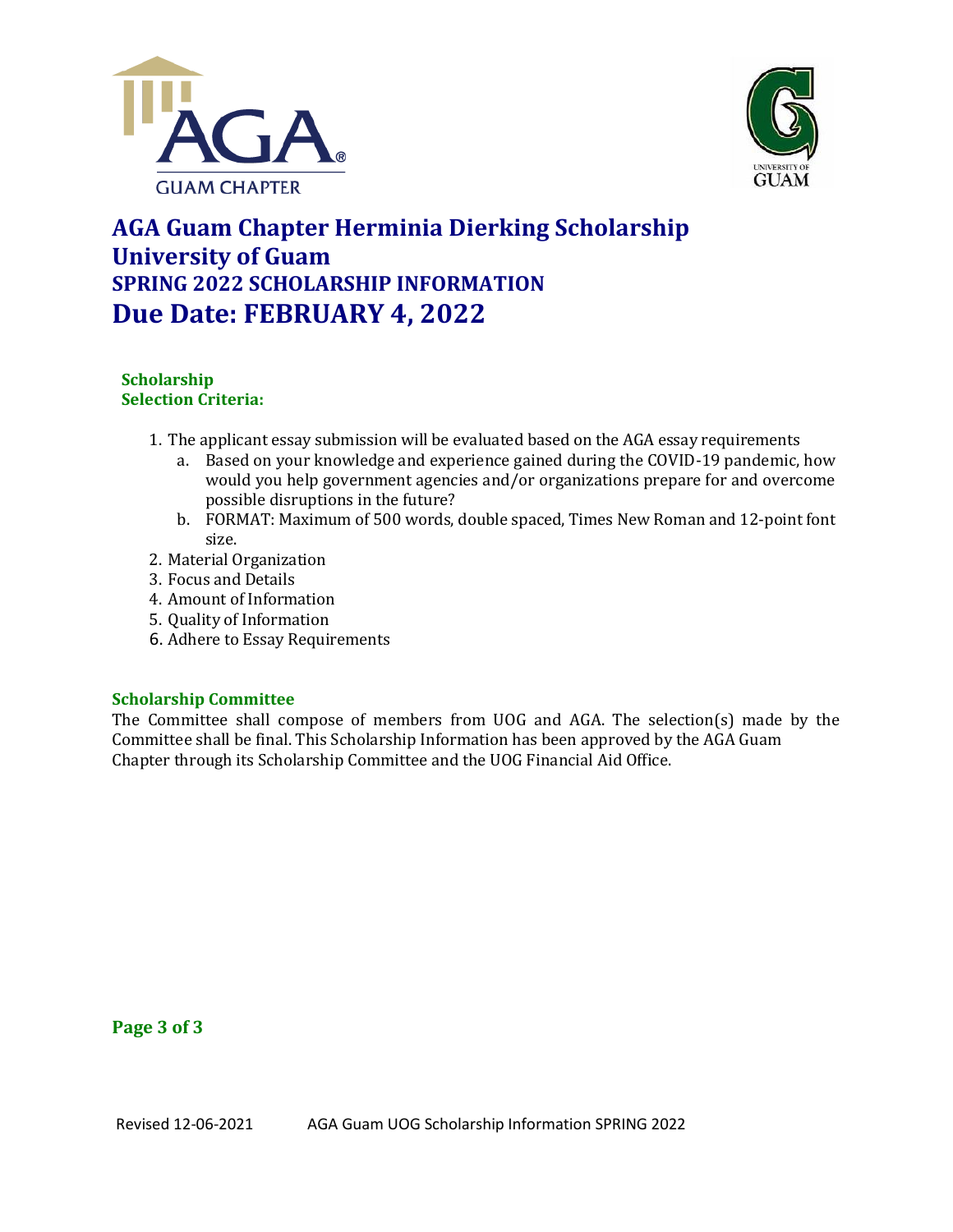# AGA Guam Chapter Herminia Dierking Scholarship
# University of Guam
## SPRING 2022 SCHOLARSHIP INFORMATION
# Due Date: FEBRUARY 4, 2022

### Scholarship Selection Criteria:

1. The applicant essay submission will be evaluated based on the AGA essay requirements
   a. Based on your knowledge and experience gained during the COVID-19 pandemic, how would you help government agencies and/or organizations prepare for and overcome possible disruptions in the future?
   b. FORMAT: Maximum of 500 words, double spaced, Times New Roman and 12-point font size.
2. Material Organization
3. Focus and Details
4. Amount of Information
5. Quality of Information
6. Adhere to Essay Requirements

### Scholarship Committee

The Committee shall compose of members from UOG and AGA. The selection(s) made by the Committee shall be final. This Scholarship Information has been approved by the AGA Guam Chapter through its Scholarship Committee and the UOG Financial Aid Office.